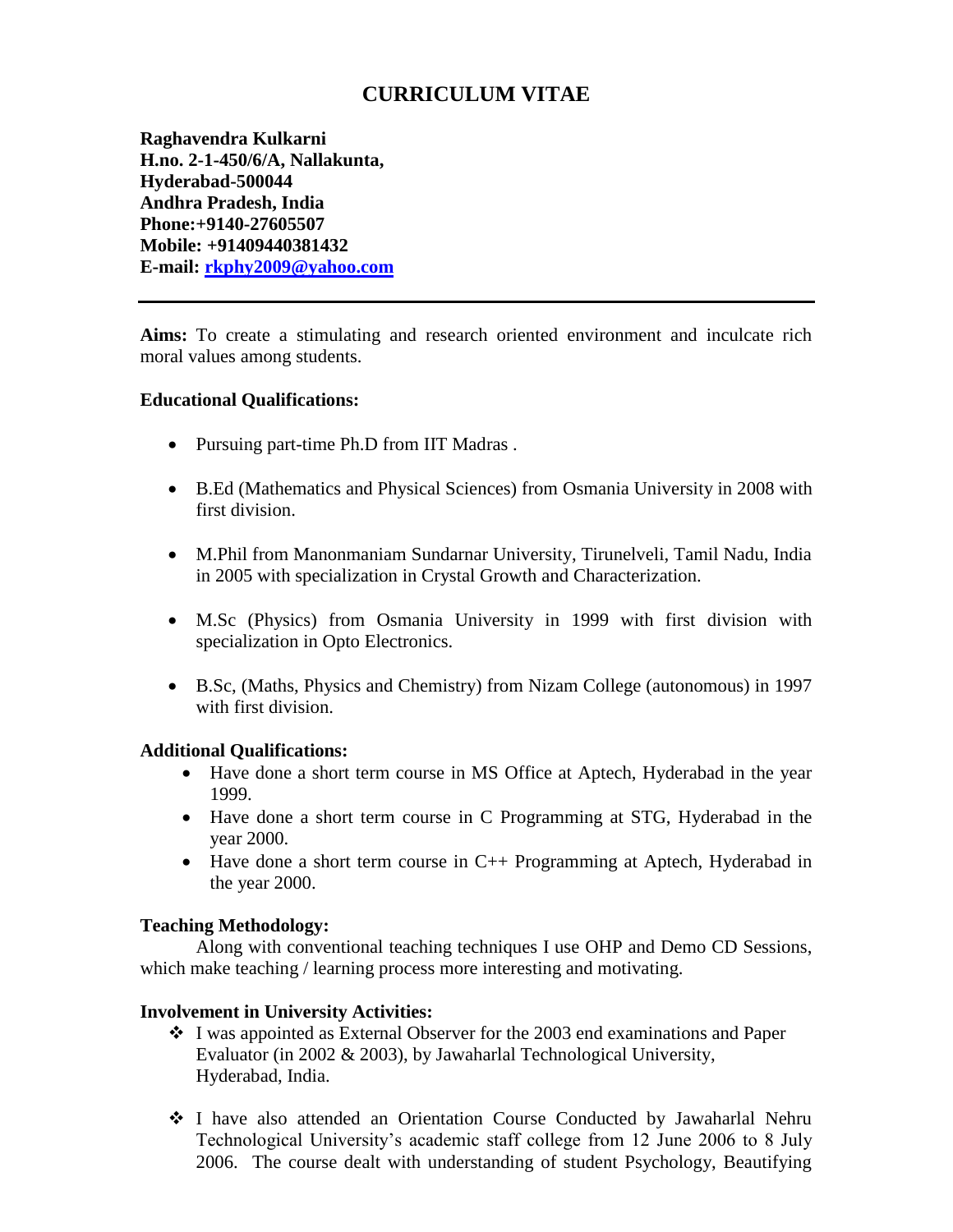# CURRICULUM VITAE

**Raghavendra Kulkarni**
**H.no. 2-1-450/6/A, Nallakunta,**
**Hyderabad-500044**
**Andhra Pradesh, India**
**Phone:+9140-27605507**
**Mobile: +91409440381432**
**E-mail: rkphy2009@yahoo.com**

---

**Aims:** To create a stimulating and research oriented environment and inculcate rich moral values among students.

**Educational Qualifications:**

- Pursuing part-time Ph.D from IIT Madras .
- B.Ed (Mathematics and Physical Sciences) from Osmania University in 2008 with first division.
- M.Phil from Manonmaniam Sundarnar University, Tirunelveli, Tamil Nadu, India in 2005 with specialization in Crystal Growth and Characterization.
- M.Sc (Physics) from Osmania University in 1999 with first division with specialization in Opto Electronics.
- B.Sc, (Maths, Physics and Chemistry) from Nizam College (autonomous) in 1997 with first division.

**Additional Qualifications:**

- Have done a short term course in MS Office at Aptech, Hyderabad in the year 1999.
- Have done a short term course in C Programming at STG, Hyderabad in the year 2000.
- Have done a short term course in C++ Programming at Aptech, Hyderabad in the year 2000.

**Teaching Methodology:**

Along with conventional teaching techniques I use OHP and Demo CD Sessions, which make teaching / learning process more interesting and motivating.

**Involvement in University Activities:**

- I was appointed as External Observer for the 2003 end examinations and Paper Evaluator (in 2002 & 2003), by Jawaharlal Technological University, Hyderabad, India.
- I have also attended an Orientation Course Conducted by Jawaharlal Nehru Technological University's academic staff college from 12 June 2006 to 8 July 2006. The course dealt with understanding of student Psychology, Beautifying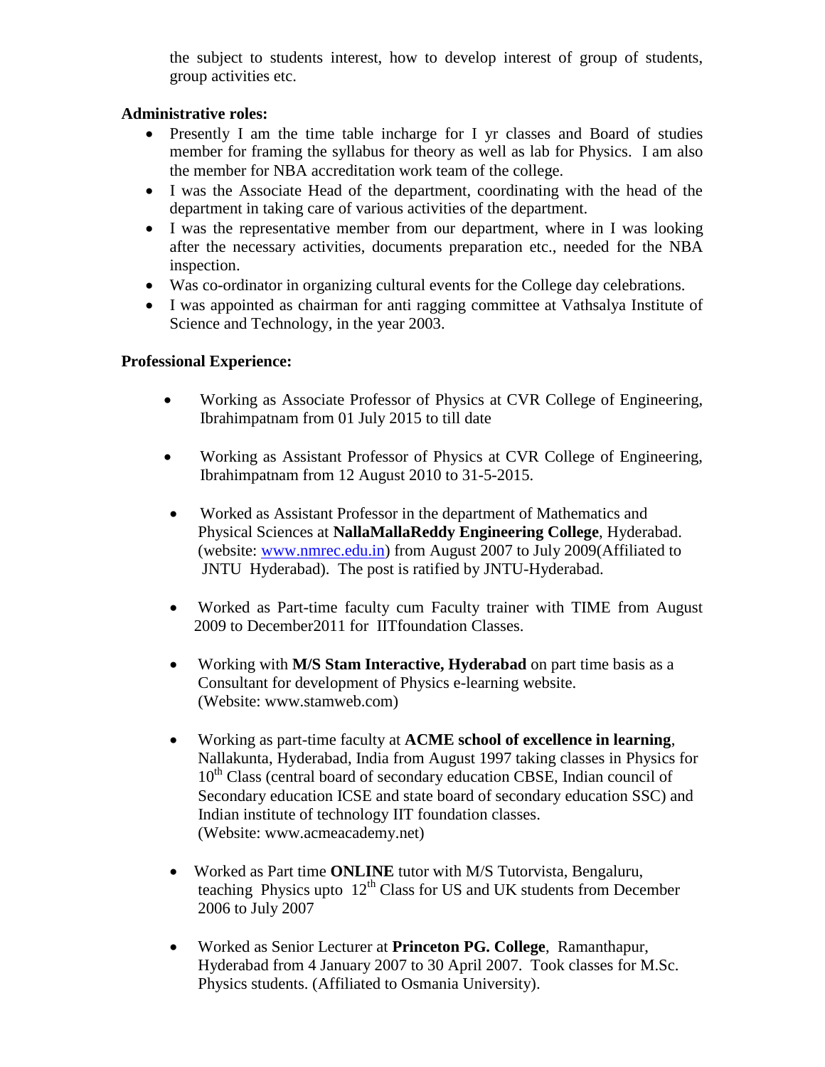the subject to students interest, how to develop interest of group of students, group activities etc.

**Administrative roles:**

- Presently I am the time table incharge for I yr classes and Board of studies member for framing the syllabus for theory as well as lab for Physics. I am also the member for NBA accreditation work team of the college.
- I was the Associate Head of the department, coordinating with the head of the department in taking care of various activities of the department.
- I was the representative member from our department, where in I was looking after the necessary activities, documents preparation etc., needed for the NBA inspection.
- Was co-ordinator in organizing cultural events for the College day celebrations.
- I was appointed as chairman for anti ragging committee at Vathsalya Institute of Science and Technology, in the year 2003.

**Professional Experience:**

- Working as Associate Professor of Physics at CVR College of Engineering, Ibrahimpatnam from 01 July 2015 to till date
- Working as Assistant Professor of Physics at CVR College of Engineering, Ibrahimpatnam from 12 August 2010 to 31-5-2015.
- Worked as Assistant Professor in the department of Mathematics and Physical Sciences at **NallaMallaReddy Engineering College**, Hyderabad. (website: www.nmrec.edu.in) from August 2007 to July 2009(Affiliated to JNTU Hyderabad). The post is ratified by JNTU-Hyderabad.
- Worked as Part-time faculty cum Faculty trainer with TIME from August 2009 to December2011 for IITfoundation Classes.
- Working with **M/S Stam Interactive, Hyderabad** on part time basis as a Consultant for development of Physics e-learning website. (Website: www.stamweb.com)
- Working as part-time faculty at **ACME school of excellence in learning**, Nallakunta, Hyderabad, India from August 1997 taking classes in Physics for 10th Class (central board of secondary education CBSE, Indian council of Secondary education ICSE and state board of secondary education SSC) and Indian institute of technology IIT foundation classes. (Website: www.acmeacademy.net)
- Worked as Part time **ONLINE** tutor with M/S Tutorvista, Bengaluru, teaching Physics upto 12th Class for US and UK students from December 2006 to July 2007
- Worked as Senior Lecturer at **Princeton PG. College**, Ramanthapur, Hyderabad from 4 January 2007 to 30 April 2007. Took classes for M.Sc. Physics students. (Affiliated to Osmania University).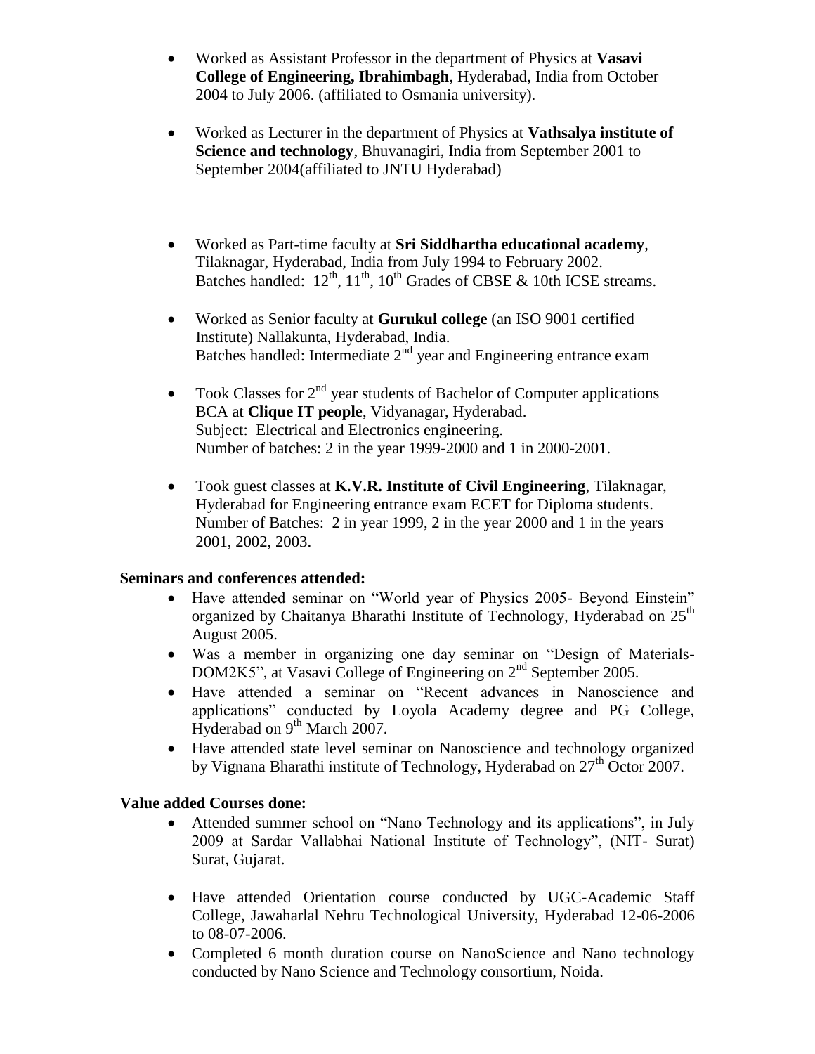- Worked as Assistant Professor in the department of Physics at **Vasavi College of Engineering, Ibrahimbagh**, Hyderabad, India from October 2004 to July 2006. (affiliated to Osmania university).

- Worked as Lecturer in the department of Physics at **Vathsalya institute of Science and technology**, Bhuvanagiri, India from September 2001 to September 2004(affiliated to JNTU Hyderabad)

- Worked as Part-time faculty at **Sri Siddhartha educational academy**, Tilaknagar, Hyderabad, India from July 1994 to February 2002.
  Batches handled: 12th, 11th, 10th Grades of CBSE & 10th ICSE streams.

- Worked as Senior faculty at **Gurukul college** (an ISO 9001 certified Institute) Nallakunta, Hyderabad, India.
  Batches handled: Intermediate 2nd year and Engineering entrance exam

- Took Classes for 2nd year students of Bachelor of Computer applications BCA at **Clique IT people**, Vidyanagar, Hyderabad.
  Subject: Electrical and Electronics engineering.
  Number of batches: 2 in the year 1999-2000 and 1 in 2000-2001.

- Took guest classes at **K.V.R. Institute of Civil Engineering**, Tilaknagar, Hyderabad for Engineering entrance exam ECET for Diploma students.
  Number of Batches: 2 in year 1999, 2 in the year 2000 and 1 in the years 2001, 2002, 2003.

**Seminars and conferences attended:**

- Have attended seminar on "World year of Physics 2005- Beyond Einstein" organized by Chaitanya Bharathi Institute of Technology, Hyderabad on 25th August 2005.
- Was a member in organizing one day seminar on "Design of Materials-DOM2K5", at Vasavi College of Engineering on 2nd September 2005.
- Have attended a seminar on "Recent advances in Nanoscience and applications" conducted by Loyola Academy degree and PG College, Hyderabad on 9th March 2007.
- Have attended state level seminar on Nanoscience and technology organized by Vignana Bharathi institute of Technology, Hyderabad on 27th Octor 2007.

**Value added Courses done:**

- Attended summer school on "Nano Technology and its applications", in July 2009 at Sardar Vallabhai National Institute of Technology", (NIT- Surat) Surat, Gujarat.

- Have attended Orientation course conducted by UGC-Academic Staff College, Jawaharlal Nehru Technological University, Hyderabad 12-06-2006 to 08-07-2006.
- Completed 6 month duration course on NanoScience and Nano technology conducted by Nano Science and Technology consortium, Noida.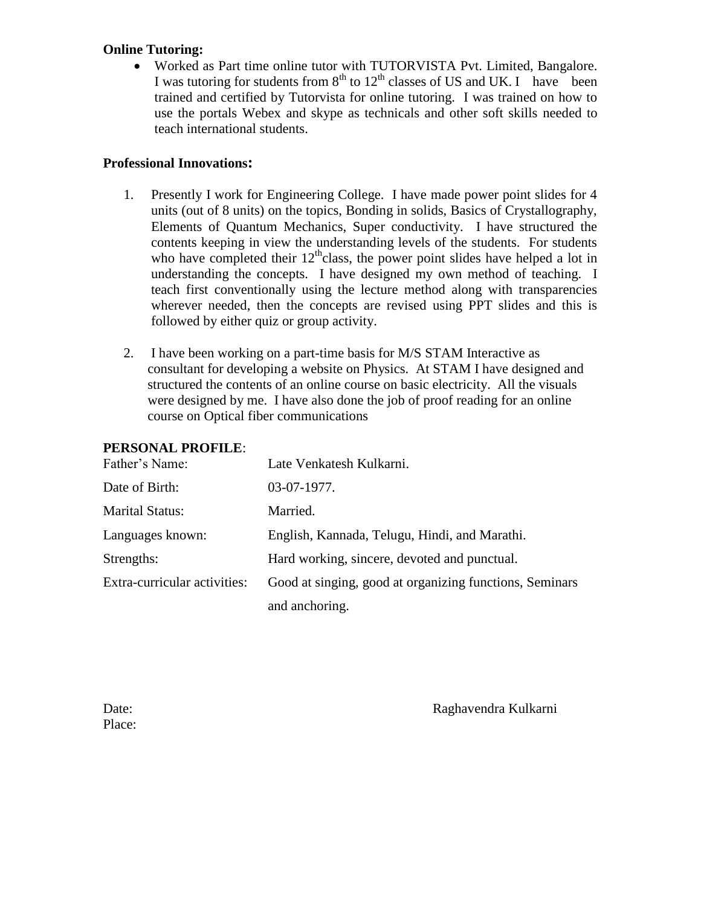**Online Tutoring:**

- Worked as Part time online tutor with TUTORVISTA Pvt. Limited, Bangalore. I was tutoring for students from $8^{th}$ to $12^{th}$ classes of US and UK. I have been trained and certified by Tutorvista for online tutoring. I was trained on how to use the portals Webex and skype as technicals and other soft skills needed to teach international students.

**Professional Innovations:**

1. Presently I work for Engineering College. I have made power point slides for 4 units (out of 8 units) on the topics, Bonding in solids, Basics of Crystallography, Elements of Quantum Mechanics, Super conductivity. I have structured the contents keeping in view the understanding levels of the students. For students who have completed their $12^{th}$class, the power point slides have helped a lot in understanding the concepts. I have designed my own method of teaching. I teach first conventionally using the lecture method along with transparencies wherever needed, then the concepts are revised using PPT slides and this is followed by either quiz or group activity.

2. I have been working on a part-time basis for M/S STAM Interactive as consultant for developing a website on Physics. At STAM I have designed and structured the contents of an online course on basic electricity. All the visuals were designed by me. I have also done the job of proof reading for an online course on Optical fiber communications

**PERSONAL PROFILE**:

| | |
|---|---|
| Father's Name: | Late Venkatesh Kulkarni. |
| Date of Birth: | 03-07-1977. |
| Marital Status: | Married. |
| Languages known: | English, Kannada, Telugu, Hindi, and Marathi. |
| Strengths: | Hard working, sincere, devoted and punctual. |
| Extra-curricular activities: | Good at singing, good at organizing functions, Seminars and anchoring. |

Date:
Place:

Raghavendra Kulkarni